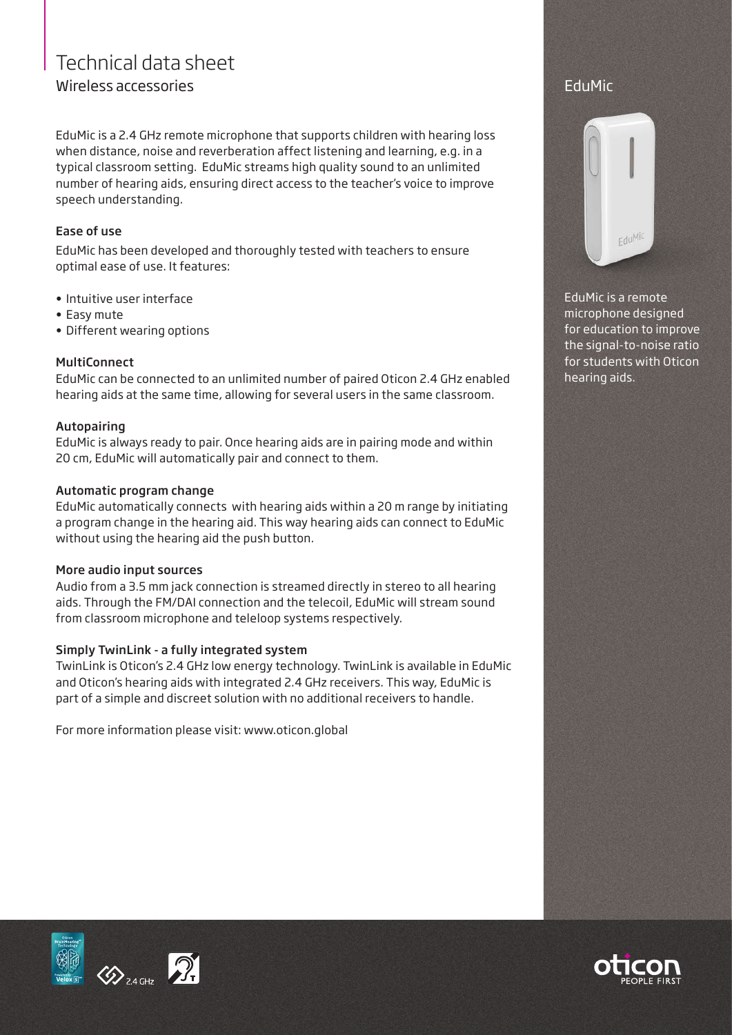# Technical data sheet

## Wireless accessories

EduMic is a 2.4 GHz remote microphone that supports children with hearing loss when distance, noise and reverberation affect listening and learning, e.g. in a typical classroom setting. EduMic streams high quality sound to an unlimited number of hearing aids, ensuring direct access to the teacher's voice to improve speech understanding.

### Ease of use

EduMic has been developed and thoroughly tested with teachers to ensure optimal ease of use. It features:

- Intuitive user interface
- Easy mute
- Different wearing options

### MultiConnect

EduMic can be connected to an unlimited number of paired Oticon 2.4 GHz enabled hearing aids at the same time, allowing for several users in the same classroom.

### Autopairing

EduMic is always ready to pair. Once hearing aids are in pairing mode and within 20 cm, EduMic will automatically pair and connect to them.

### Automatic program change

EduMic automatically connects with hearing aids within a 20 m range by initiating a program change in the hearing aid. This way hearing aids can connect to EduMic without using the hearing aid the push button.

### More audio input sources

Audio from a 3.5 mm jack connection is streamed directly in stereo to all hearing aids. Through the FM/DAI connection and the telecoil, EduMic will stream sound from classroom microphone and teleloop systems respectively.

### Simply TwinLink - a fully integrated system

TwinLink is Oticon's 2.4 GHz low energy technology. TwinLink is available in EduMic and Oticon's hearing aids with integrated 2.4 GHz receivers. This way, EduMic is part of a simple and discreet solution with no additional receivers to handle.

For more information please visit: www.oticon.global

## EduMic

EduMic is a remote microphone designed for education to improve the signal-to-noise ratio for students with Oticon hearing aids.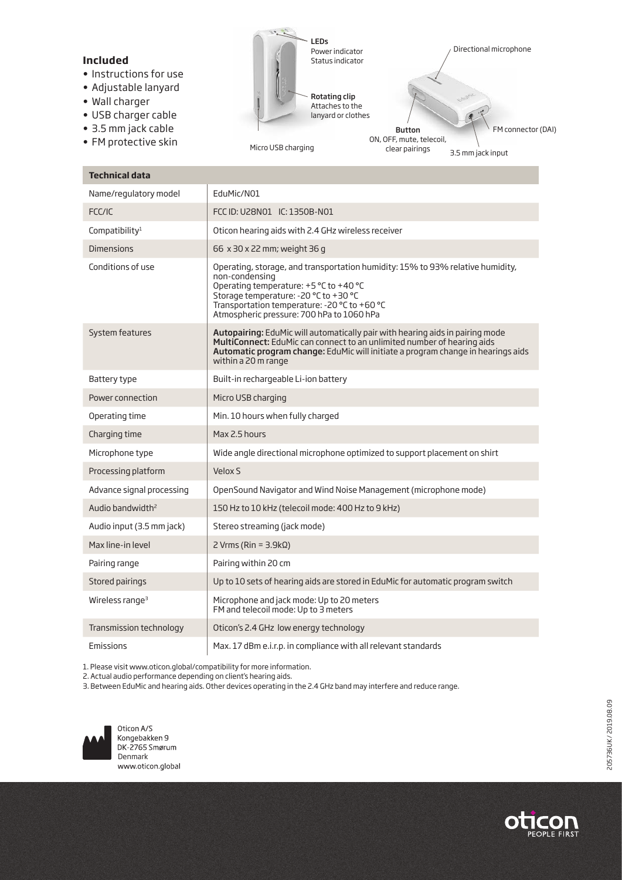**Included**

- Instructions for use
- Adjustable lanyard
- Wall charger
- USB charger cable
- 3.5 mm jack cable
- FM protective skin

**LEDs**
Power indicator
Status indicator

**Rotating clip**
Attaches to the lanyard or clothes

Micro USB charging

Directional microphone

**Button**
ON, OFF, mute, telecoil, clear pairings

FM connector (DAI)

3.5 mm jack input

| **Technical data** | |
|---|---|
| Name/regulatory model | EduMic/N01 |
| FCC/IC | FCC ID: U28N01 IC: 1350B-N01 |
| Compatibility[1] | Oticon hearing aids with 2.4 GHz wireless receiver |
| Dimensions | 66 x 30 x 22 mm; weight 36 g |
| Conditions of use | Operating, storage, and transportation humidity: 15% to 93% relative humidity, non-condensing<br>Operating temperature: +5 °C to +40 °C<br>Storage temperature: -20 °C to +30 °C<br>Transportation temperature: -20 °C to +60 °C<br>Atmospheric pressure: 700 hPa to 1060 hPa |
| System features | **Autopairing:** EduMic will automatically pair with hearing aids in pairing mode<br>**MultiConnect:** EduMic can connect to an unlimited number of hearing aids<br>**Automatic program change:** EduMic will initiate a program change in hearings aids within a 20 m range |
| Battery type | Built-in rechargeable Li-ion battery |
| Power connection | Micro USB charging |
| Operating time | Min. 10 hours when fully charged |
| Charging time | Max 2.5 hours |
| Microphone type | Wide angle directional microphone optimized to support placement on shirt |
| Processing platform | Velox S |
| Advance signal processing | OpenSound Navigator and Wind Noise Management (microphone mode) |
| Audio bandwidth[2] | 150 Hz to 10 kHz (telecoil mode: 400 Hz to 9 kHz) |
| Audio input (3.5 mm jack) | Stereo streaming (jack mode) |
| Max line-in level | 2 Vrms (Rin = 3.9kΩ) |
| Pairing range | Pairing within 20 cm |
| Stored pairings | Up to 10 sets of hearing aids are stored in EduMic for automatic program switch |
| Wireless range[3] | Microphone and jack mode: Up to 20 meters<br>FM and telecoil mode: Up to 3 meters |
| Transmission technology | Oticon's 2.4 GHz low energy technology |
| Emissions | Max. 17 dBm e.i.r.p. in compliance with all relevant standards |

1. Please visit www.oticon.global/compatibility for more information.
2. Actual audio performance depending on client's hearing aids.
3. Between EduMic and hearing aids. Other devices operating in the 2.4 GHz band may interfere and reduce range.

Oticon A/S
Kongebakken 9
DK-2765 Smørum
Denmark
www.oticon.global

205736UK / 2019.08.09

oticon PEOPLE FIRST